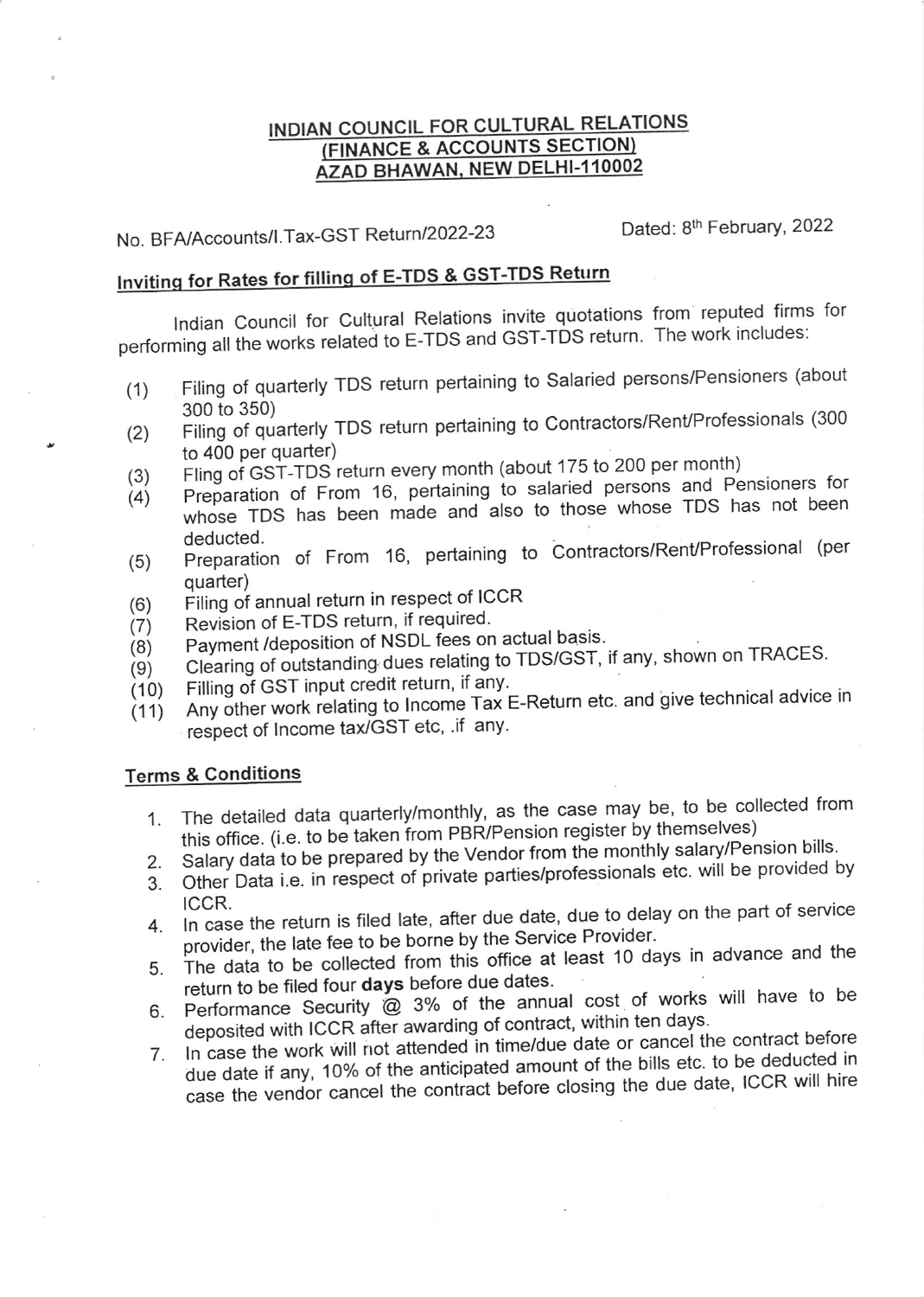**INDIAN COUNCIL FOR CULTURAL RELATIONS**
**(FINANCE & ACCOUNTS SECTION)**
**AZAD BHAWAN, NEW DELHI-110002**

No. BFA/Accounts/I.Tax-GST Return/2022-23 Dated: 8th February, 2022

**Inviting for Rates for filling of E-TDS & GST-TDS Return**

Indian Council for Cultural Relations invite quotations from reputed firms for performing all the works related to E-TDS and GST-TDS return. The work includes:

(1) Filing of quarterly TDS return pertaining to Salaried persons/Pensioners (about 300 to 350)
(2) Filing of quarterly TDS return pertaining to Contractors/Rent/Professionals (300 to 400 per quarter)
(3) Fling of GST-TDS return every month (about 175 to 200 per month)
(4) Preparation of From 16, pertaining to salaried persons and Pensioners for whose TDS has been made and also to those whose TDS has not been deducted.
(5) Preparation of From 16, pertaining to Contractors/Rent/Professional (per quarter)
(6) Filing of annual return in respect of ICCR
(7) Revision of E-TDS return, if required.
(8) Payment /deposition of NSDL fees on actual basis.
(9) Clearing of outstanding dues relating to TDS/GST, if any, shown on TRACES.
(10) Filling of GST input credit return, if any.
(11) Any other work relating to Income Tax E-Return etc. and give technical advice in respect of Income tax/GST etc, .if any.

**Terms & Conditions**

1. The detailed data quarterly/monthly, as the case may be, to be collected from this office. (i.e. to be taken from PBR/Pension register by themselves)
2. Salary data to be prepared by the Vendor from the monthly salary/Pension bills.
3. Other Data i.e. in respect of private parties/professionals etc. will be provided by ICCR.
4. In case the return is filed late, after due date, due to delay on the part of service provider, the late fee to be borne by the Service Provider.
5. The data to be collected from this office at least 10 days in advance and the return to be filed four **days** before due dates.
6. Performance Security @ 3% of the annual cost of works will have to be deposited with ICCR after awarding of contract, within ten days.
7. In case the work will not attended in time/due date or cancel the contract before due date if any, 10% of the anticipated amount of the bills etc. to be deducted in case the vendor cancel the contract before closing the due date, ICCR will hire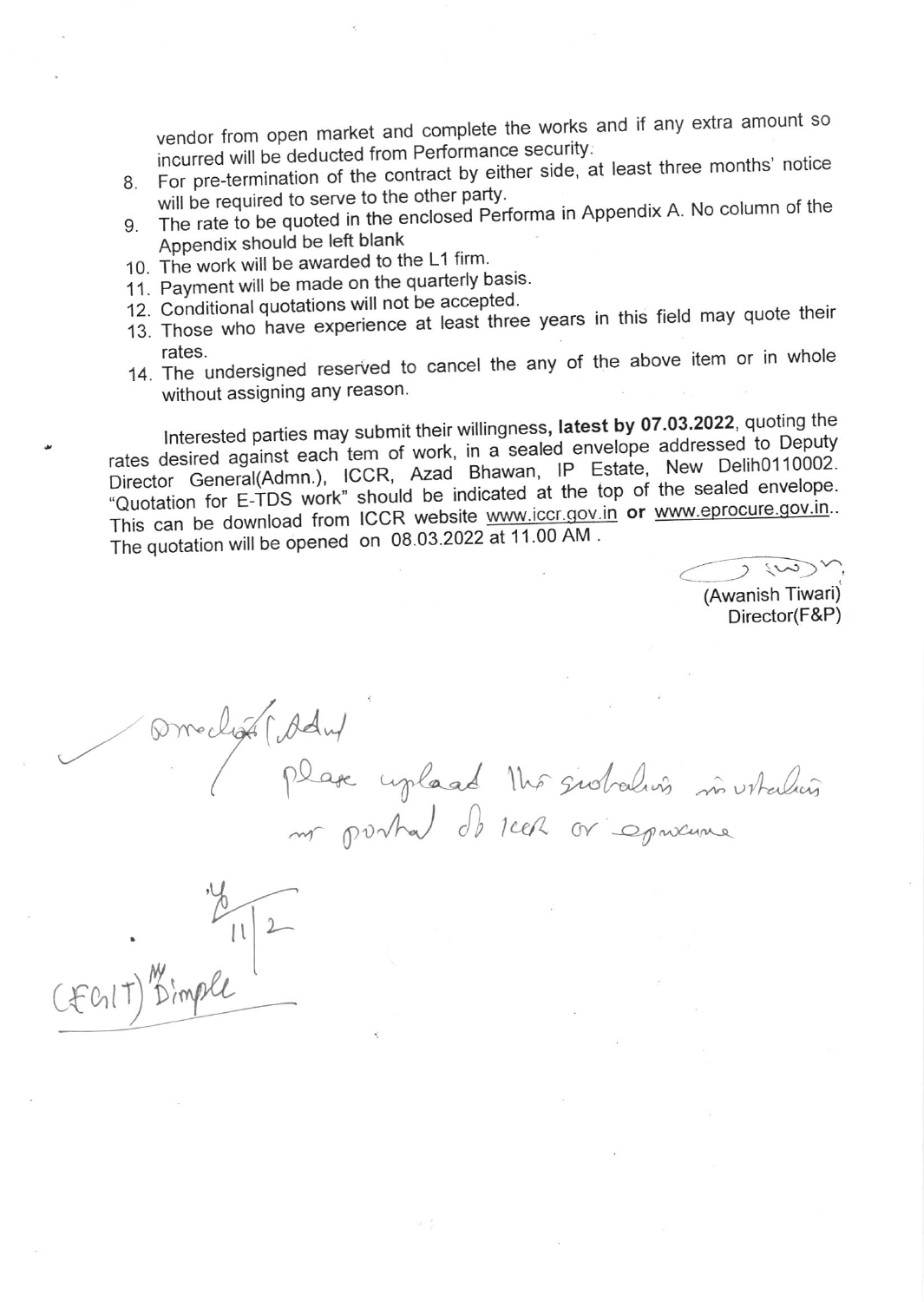vendor from open market and complete the works and if any extra amount so incurred will be deducted from Performance security.

8. For pre-termination of the contract by either side, at least three months' notice will be required to serve to the other party.
9. The rate to be quoted in the enclosed Performa in Appendix A. No column of the Appendix should be left blank
10. The work will be awarded to the L1 firm.
11. Payment will be made on the quarterly basis.
12. Conditional quotations will not be accepted.
13. Those who have experience at least three years in this field may quote their rates.
14. The undersigned reserved to cancel the any of the above item or in whole without assigning any reason.

Interested parties may submit their willingness, **latest by 07.03.2022**, quoting the rates desired against each tem of work, in a sealed envelope addressed to Deputy Director General(Admn.), ICCR, Azad Bhawan, IP Estate, New Delih0110002. "Quotation for E-TDS work" should be indicated at the top of the sealed envelope. This can be download from ICCR website www.iccr.gov.in **or** www.eprocure.gov.in.. The quotation will be opened on 08.03.2022 at 11.00 AM .

(Awanish Tiwari)
Director(F&P)

Dir(Adm)
Please upload the quotation invitation on portal of ICCR or eprocure

11/2

(FGIT) Ms Dimple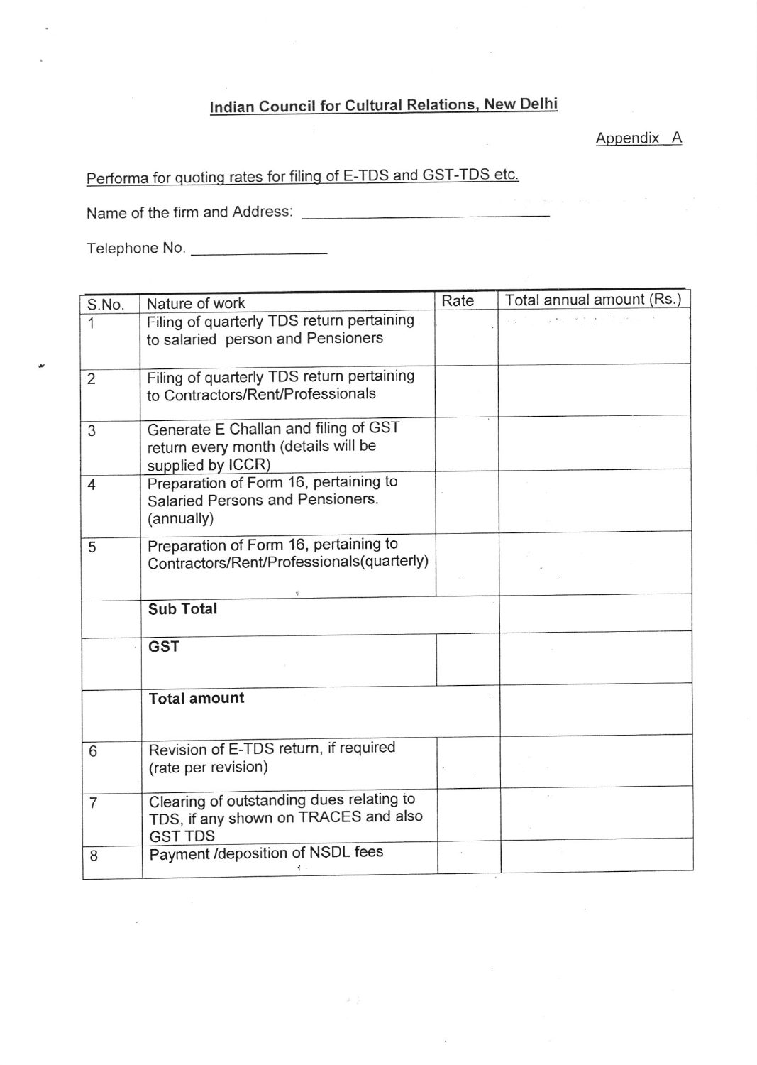# Indian Council for Cultural Relations, New Delhi

Appendix A

Performa for quoting rates for filing of E-TDS and GST-TDS etc.

Name of the firm and Address: ______________________________

Telephone No. ________________

| S.No. | Nature of work | Rate | Total annual amount (Rs.) |
|---|---|---|---|
| 1 | Filing of quarterly TDS return pertaining to salaried person and Pensioners | | |
| 2 | Filing of quarterly TDS return pertaining to Contractors/Rent/Professionals | | |
| 3 | Generate E Challan and filing of GST return every month (details will be supplied by ICCR) | | |
| 4 | Preparation of Form 16, pertaining to Salaried Persons and Pensioners. (annually) | | |
| 5 | Preparation of Form 16, pertaining to Contractors/Rent/Professionals(quarterly) | | |
| | **Sub Total** | | |
| | **GST** | | |
| | **Total amount** | | |
| 6 | Revision of E-TDS return, if required (rate per revision) | | |
| 7 | Clearing of outstanding dues relating to TDS, if any shown on TRACES and also GST TDS | | |
| 8 | Payment /deposition of NSDL fees | | |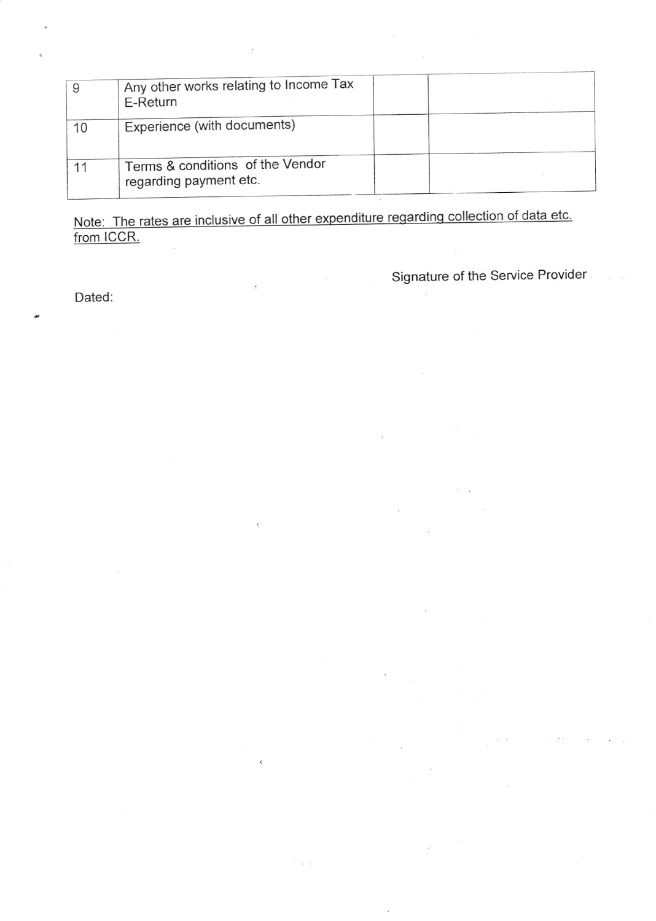| | | | |
|---|---|---|---|
| 9 | Any other works relating to Income Tax E-Return | | |
| 10 | Experience (with documents) | | |
| 11 | Terms & conditions of the Vendor regarding payment etc. | | |

Note: The rates are inclusive of all other expenditure regarding collection of data etc. from ICCR.

Signature of the Service Provider

Dated: